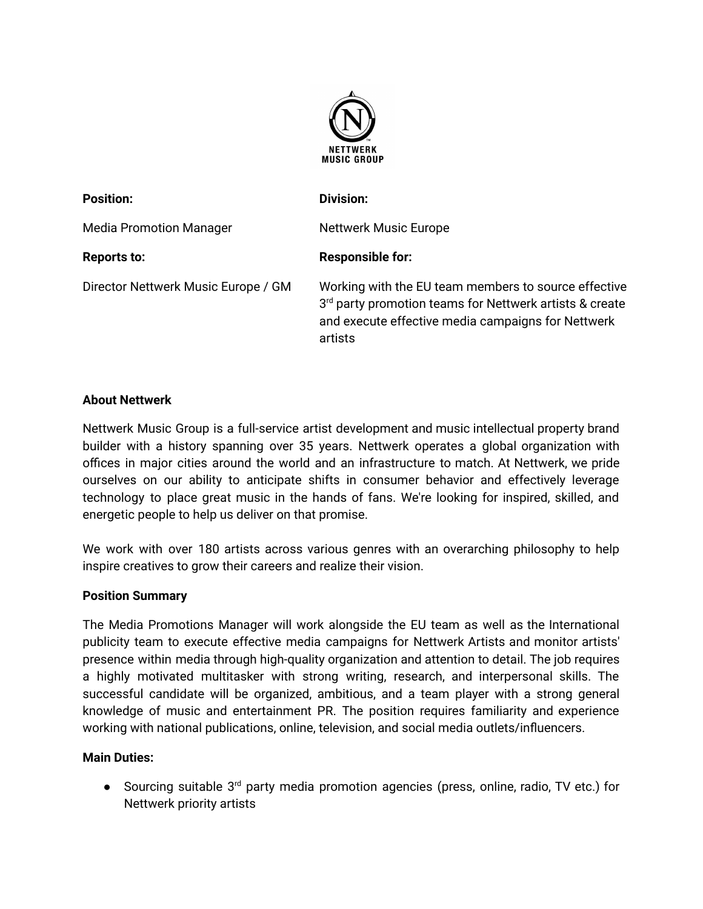| **Position:** | **Division:** |
|---|---|
| Media Promotion Manager | Nettwerk Music Europe |
| **Reports to:** | **Responsible for:** |
| Director Nettwerk Music Europe / GM | Working with the EU team members to source effective 3rd party promotion teams for Nettwerk artists & create and execute effective media campaigns for Nettwerk artists |

**About Nettwerk**

Nettwerk Music Group is a full-service artist development and music intellectual property brand builder with a history spanning over 35 years. Nettwerk operates a global organization with offices in major cities around the world and an infrastructure to match. At Nettwerk, we pride ourselves on our ability to anticipate shifts in consumer behavior and effectively leverage technology to place great music in the hands of fans. We're looking for inspired, skilled, and energetic people to help us deliver on that promise.

We work with over 180 artists across various genres with an overarching philosophy to help inspire creatives to grow their careers and realize their vision.

**Position Summary**

The Media Promotions Manager will work alongside the EU team as well as the International publicity team to execute effective media campaigns for Nettwerk Artists and monitor artists' presence within media through high-quality organization and attention to detail. The job requires a highly motivated multitasker with strong writing, research, and interpersonal skills. The successful candidate will be organized, ambitious, and a team player with a strong general knowledge of music and entertainment PR. The position requires familiarity and experience working with national publications, online, television, and social media outlets/influencers.

**Main Duties:**

- Sourcing suitable 3rd party media promotion agencies (press, online, radio, TV etc.) for Nettwerk priority artists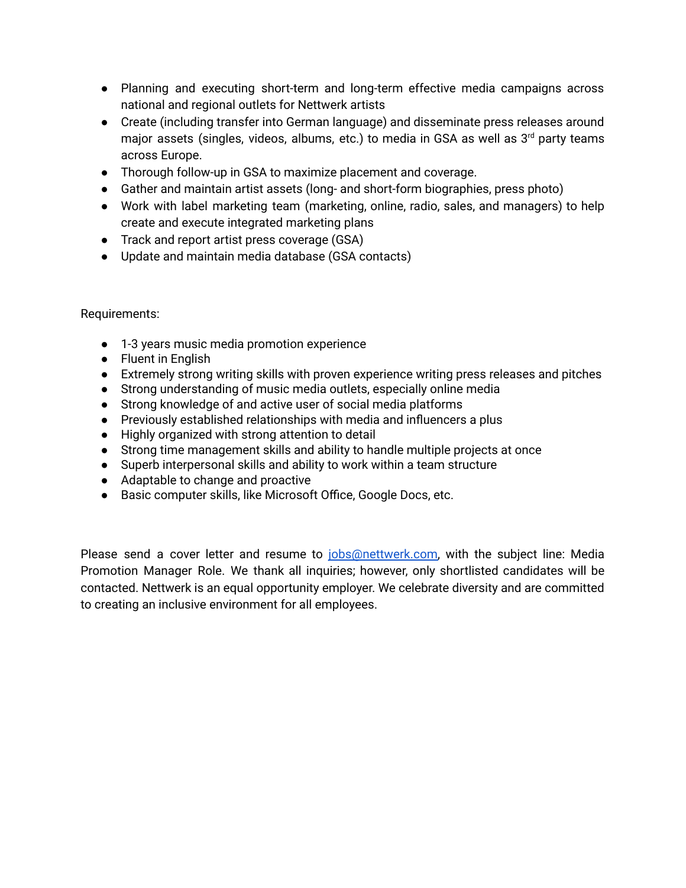- Planning and executing short-term and long-term effective media campaigns across national and regional outlets for Nettwerk artists
- Create (including transfer into German language) and disseminate press releases around major assets (singles, videos, albums, etc.) to media in GSA as well as 3rd party teams across Europe.
- Thorough follow-up in GSA to maximize placement and coverage.
- Gather and maintain artist assets (long- and short-form biographies, press photo)
- Work with label marketing team (marketing, online, radio, sales, and managers) to help create and execute integrated marketing plans
- Track and report artist press coverage (GSA)
- Update and maintain media database (GSA contacts)

Requirements:

- 1-3 years music media promotion experience
- Fluent in English
- Extremely strong writing skills with proven experience writing press releases and pitches
- Strong understanding of music media outlets, especially online media
- Strong knowledge of and active user of social media platforms
- Previously established relationships with media and influencers a plus
- Highly organized with strong attention to detail
- Strong time management skills and ability to handle multiple projects at once
- Superb interpersonal skills and ability to work within a team structure
- Adaptable to change and proactive
- Basic computer skills, like Microsoft Office, Google Docs, etc.

Please send a cover letter and resume to jobs@nettwerk.com, with the subject line: Media Promotion Manager Role. We thank all inquiries; however, only shortlisted candidates will be contacted. Nettwerk is an equal opportunity employer. We celebrate diversity and are committed to creating an inclusive environment for all employees.